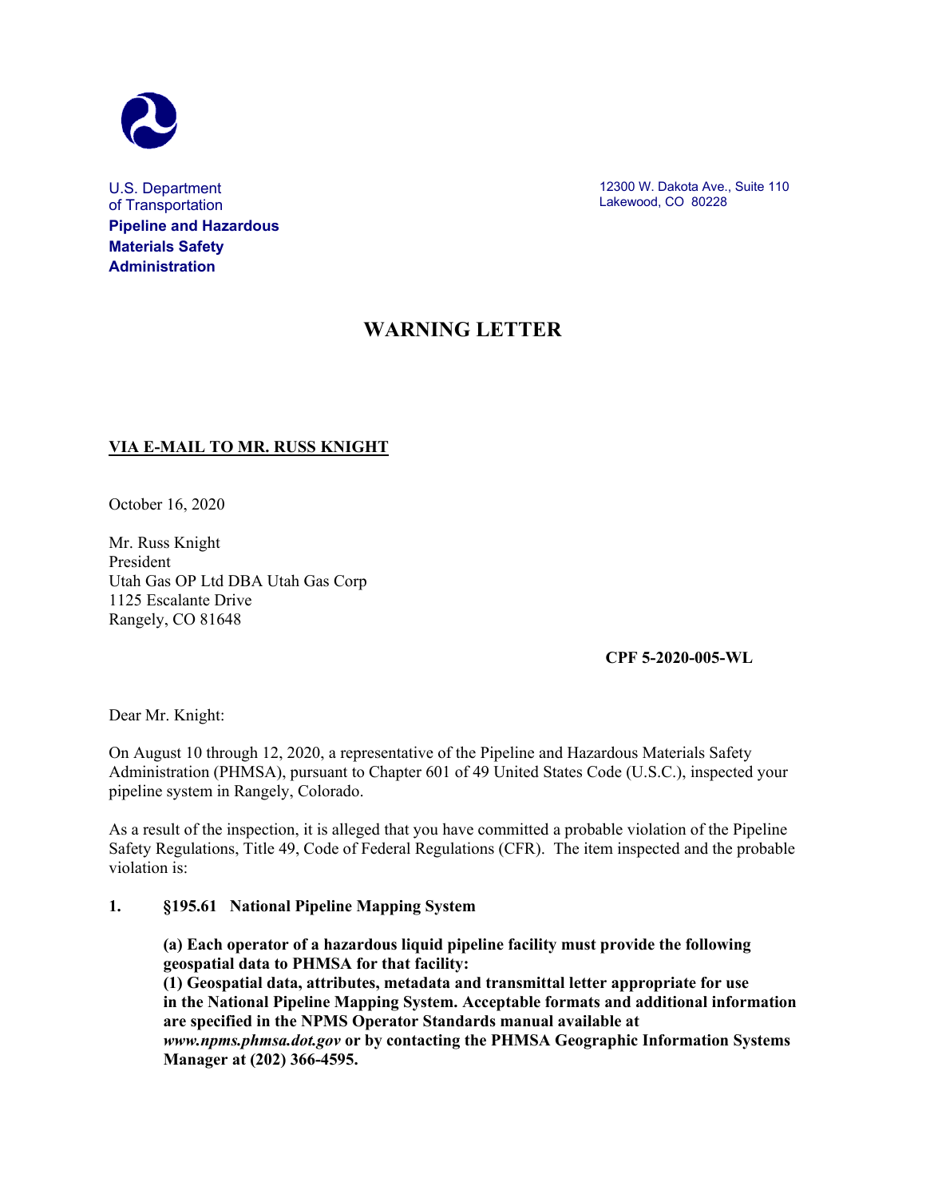U.S. Department of Transportation
**Pipeline and Hazardous Materials Safety Administration**

12300 W. Dakota Ave., Suite 110
Lakewood, CO 80228

# WARNING LETTER

**VIA E-MAIL TO MR. RUSS KNIGHT**

October 16, 2020

Mr. Russ Knight
President
Utah Gas OP Ltd DBA Utah Gas Corp
1125 Escalante Drive
Rangely, CO 81648

**CPF 5-2020-005-WL**

Dear Mr. Knight:

On August 10 through 12, 2020, a representative of the Pipeline and Hazardous Materials Safety Administration (PHMSA), pursuant to Chapter 601 of 49 United States Code (U.S.C.), inspected your pipeline system in Rangely, Colorado.

As a result of the inspection, it is alleged that you have committed a probable violation of the Pipeline Safety Regulations, Title 49, Code of Federal Regulations (CFR). The item inspected and the probable violation is:

**1. §195.61 National Pipeline Mapping System**

**(a) Each operator of a hazardous liquid pipeline facility must provide the following geospatial data to PHMSA for that facility:**
**(1) Geospatial data, attributes, metadata and transmittal letter appropriate for use in the National Pipeline Mapping System. Acceptable formats and additional information are specified in the NPMS Operator Standards manual available at *www.npms.phmsa.dot.gov* or by contacting the PHMSA Geographic Information Systems Manager at (202) 366-4595.**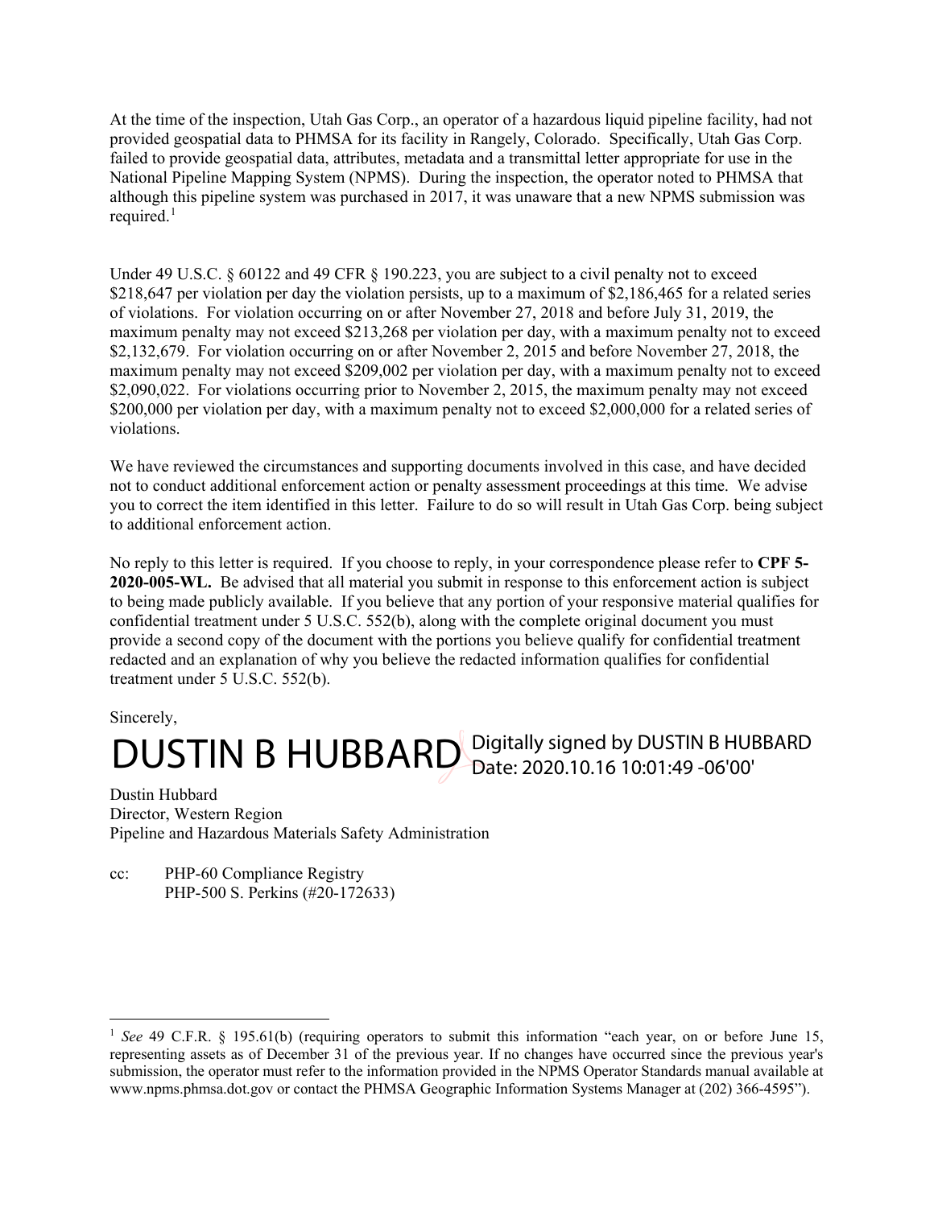At the time of the inspection, Utah Gas Corp., an operator of a hazardous liquid pipeline facility, had not provided geospatial data to PHMSA for its facility in Rangely, Colorado. Specifically, Utah Gas Corp. failed to provide geospatial data, attributes, metadata and a transmittal letter appropriate for use in the National Pipeline Mapping System (NPMS). During the inspection, the operator noted to PHMSA that although this pipeline system was purchased in 2017, it was unaware that a new NPMS submission was required.[1]

Under 49 U.S.C. § 60122 and 49 CFR § 190.223, you are subject to a civil penalty not to exceed $218,647 per violation per day the violation persists, up to a maximum of $2,186,465 for a related series of violations. For violation occurring on or after November 27, 2018 and before July 31, 2019, the maximum penalty may not exceed $213,268 per violation per day, with a maximum penalty not to exceed $2,132,679. For violation occurring on or after November 2, 2015 and before November 27, 2018, the maximum penalty may not exceed $209,002 per violation per day, with a maximum penalty not to exceed $2,090,022. For violations occurring prior to November 2, 2015, the maximum penalty may not exceed $200,000 per violation per day, with a maximum penalty not to exceed $2,000,000 for a related series of violations.

We have reviewed the circumstances and supporting documents involved in this case, and have decided not to conduct additional enforcement action or penalty assessment proceedings at this time. We advise you to correct the item identified in this letter. Failure to do so will result in Utah Gas Corp. being subject to additional enforcement action.

No reply to this letter is required. If you choose to reply, in your correspondence please refer to **CPF 5-2020-005-WL.** Be advised that all material you submit in response to this enforcement action is subject to being made publicly available. If you believe that any portion of your responsive material qualifies for confidential treatment under 5 U.S.C. 552(b), along with the complete original document you must provide a second copy of the document with the portions you believe qualify for confidential treatment redacted and an explanation of why you believe the redacted information qualifies for confidential treatment under 5 U.S.C. 552(b).

Sincerely,

DUSTIN B HUBBARD Digitally signed by DUSTIN B HUBBARD
Date: 2020.10.16 10:01:49 -06'00'

Dustin Hubbard
Director, Western Region
Pipeline and Hazardous Materials Safety Administration

cc: PHP-60 Compliance Registry
PHP-500 S. Perkins (#20-172633)

---

[1] *See* 49 C.F.R. § 195.61(b) (requiring operators to submit this information "each year, on or before June 15, representing assets as of December 31 of the previous year. If no changes have occurred since the previous year's submission, the operator must refer to the information provided in the NPMS Operator Standards manual available at www.npms.phmsa.dot.gov or contact the PHMSA Geographic Information Systems Manager at (202) 366-4595").